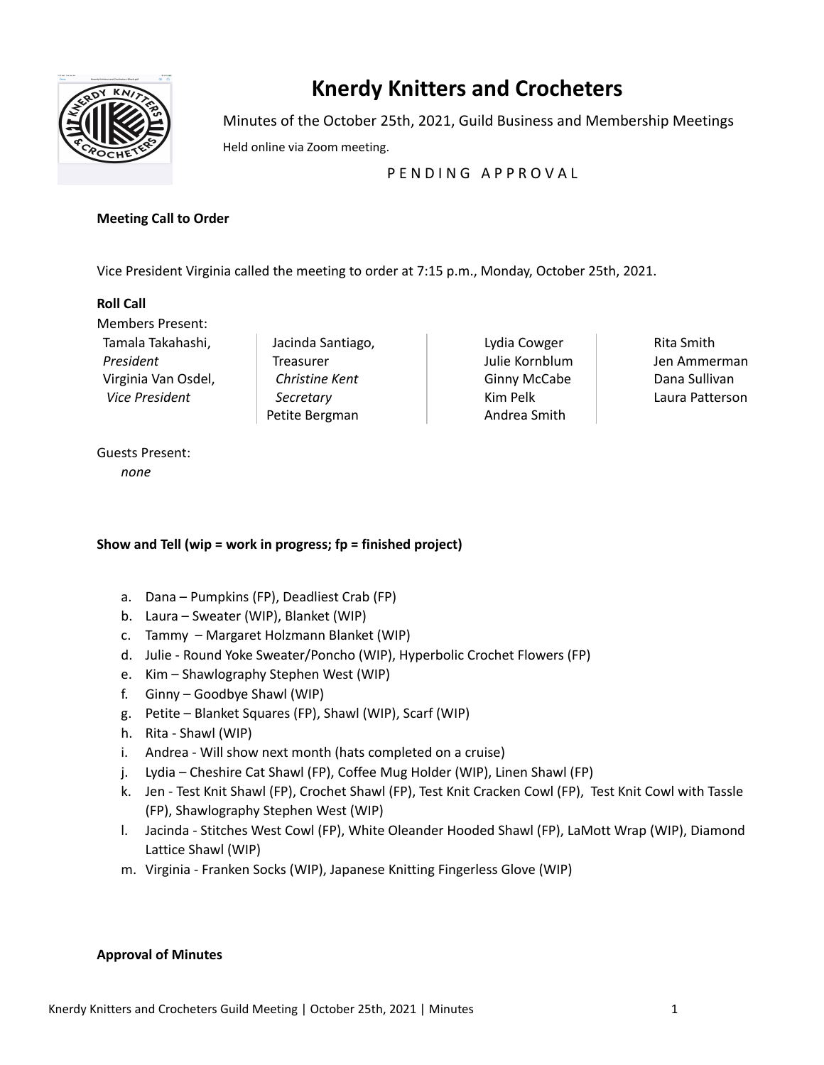# Knerdy Knitters and Crocheters

Minutes of the October 25th, 2021, Guild Business and Membership Meetings

Held online via Zoom meeting.

P E N D I N G   A P P R O V A L

**Meeting Call to Order**

Vice President Virginia called the meeting to order at 7:15 p.m., Monday, October 25th, 2021.

**Roll Call**

Members Present:

| | | | |
|---|---|---|---|
| Tamala Takahashi, *President* | Jacinda Santiago, Treasurer | Lydia Cowger | Rita Smith |
| Virginia Van Osdel, *Vice President* | *Christine Kent Secretary* | Julie Kornblum | Jen Ammerman |
| | Petite Bergman | Ginny McCabe | Dana Sullivan |
| | | Kim Pelk | Laura Patterson |
| | | Andrea Smith | |

Guests Present:

*none*

**Show and Tell (wip = work in progress; fp = finished project)**

a. Dana – Pumpkins (FP), Deadliest Crab (FP)
b. Laura – Sweater (WIP), Blanket (WIP)
c. Tammy – Margaret Holzmann Blanket (WIP)
d. Julie - Round Yoke Sweater/Poncho (WIP), Hyperbolic Crochet Flowers (FP)
e. Kim – Shawlography Stephen West (WIP)
f. Ginny – Goodbye Shawl (WIP)
g. Petite – Blanket Squares (FP), Shawl (WIP), Scarf (WIP)
h. Rita - Shawl (WIP)
i. Andrea - Will show next month (hats completed on a cruise)
j. Lydia – Cheshire Cat Shawl (FP), Coffee Mug Holder (WIP), Linen Shawl (FP)
k. Jen - Test Knit Shawl (FP), Crochet Shawl (FP), Test Knit Cracken Cowl (FP), Test Knit Cowl with Tassle (FP), Shawlography Stephen West (WIP)
l. Jacinda - Stitches West Cowl (FP), White Oleander Hooded Shawl (FP), LaMott Wrap (WIP), Diamond Lattice Shawl (WIP)
m. Virginia - Franken Socks (WIP), Japanese Knitting Fingerless Glove (WIP)

**Approval of Minutes**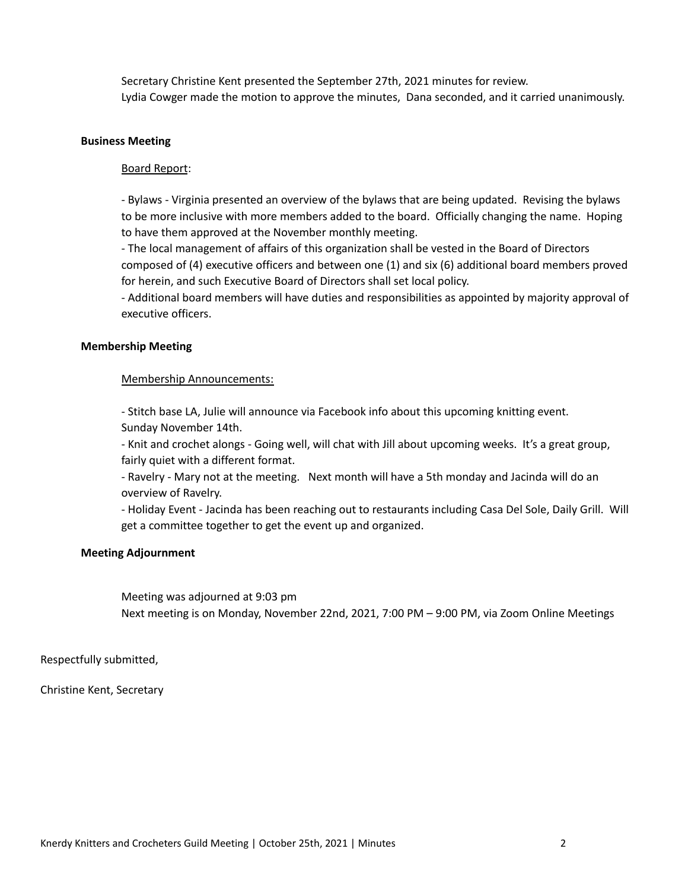Secretary Christine Kent presented the September 27th, 2021 minutes for review.
Lydia Cowger made the motion to approve the minutes, Dana seconded, and it carried unanimously.

**Business Meeting**

Board Report:

- Bylaws - Virginia presented an overview of the bylaws that are being updated. Revising the bylaws to be more inclusive with more members added to the board. Officially changing the name. Hoping to have them approved at the November monthly meeting.
- The local management of affairs of this organization shall be vested in the Board of Directors composed of (4) executive officers and between one (1) and six (6) additional board members proved for herein, and such Executive Board of Directors shall set local policy.
- Additional board members will have duties and responsibilities as appointed by majority approval of executive officers.

**Membership Meeting**

Membership Announcements:

- Stitch base LA, Julie will announce via Facebook info about this upcoming knitting event. Sunday November 14th.
- Knit and crochet alongs - Going well, will chat with Jill about upcoming weeks. It's a great group, fairly quiet with a different format.
- Ravelry - Mary not at the meeting. Next month will have a 5th monday and Jacinda will do an overview of Ravelry.
- Holiday Event - Jacinda has been reaching out to restaurants including Casa Del Sole, Daily Grill. Will get a committee together to get the event up and organized.

**Meeting Adjournment**

Meeting was adjourned at 9:03 pm
Next meeting is on Monday, November 22nd, 2021, 7:00 PM – 9:00 PM, via Zoom Online Meetings

Respectfully submitted,

Christine Kent, Secretary